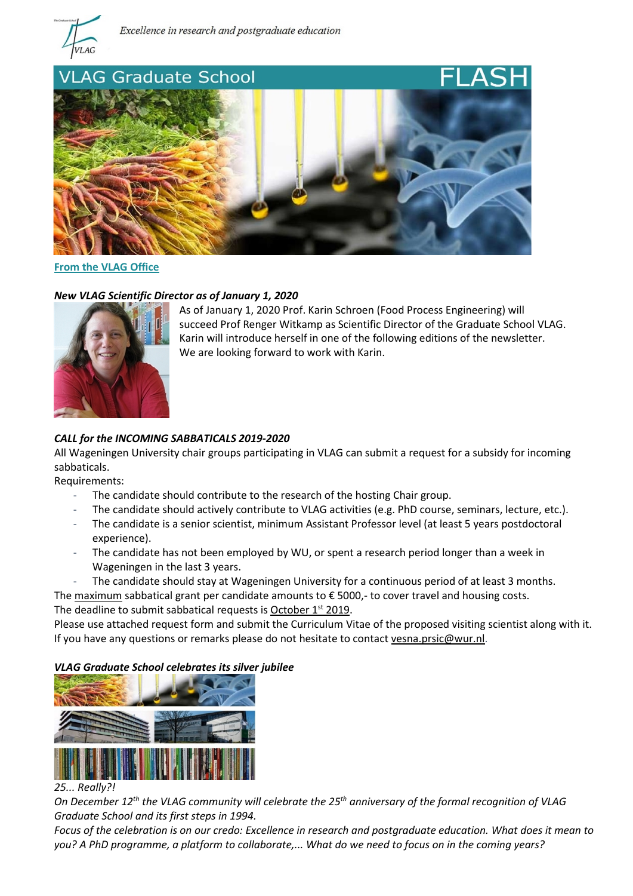Excellence in research and postgraduate education

# VLAG Graduate School FLASH

**From the VLAG Office**

### *New VLAG Scientific Director as of January 1, 2020*

As of January 1, 2020 Prof. Karin Schroen (Food Process Engineering) will succeed Prof Renger Witkamp as Scientific Director of the Graduate School VLAG. Karin will introduce herself in one of the following editions of the newsletter. We are looking forward to work with Karin.

### *CALL for the INCOMING SABBATICALS 2019-2020*

All Wageningen University chair groups participating in VLAG can submit a request for a subsidy for incoming sabbaticals.

Requirements:

- The candidate should contribute to the research of the hosting Chair group.
- The candidate should actively contribute to VLAG activities (e.g. PhD course, seminars, lecture, etc.).
- The candidate is a senior scientist, minimum Assistant Professor level (at least 5 years postdoctoral experience).
- The candidate has not been employed by WU, or spent a research period longer than a week in Wageningen in the last 3 years.
- The candidate should stay at Wageningen University for a continuous period of at least 3 months.

The maximum sabbatical grant per candidate amounts to € 5000,- to cover travel and housing costs.
The deadline to submit sabbatical requests is October 1st 2019.
Please use attached request form and submit the Curriculum Vitae of the proposed visiting scientist along with it.
If you have any questions or remarks please do not hesitate to contact vesna.prsic@wur.nl.

### *VLAG Graduate School celebrates its silver jubilee*

*25... Really?!*

*On December 12th the VLAG community will celebrate the 25th anniversary of the formal recognition of VLAG Graduate School and its first steps in 1994.*

*Focus of the celebration is on our credo: Excellence in research and postgraduate education. What does it mean to you? A PhD programme, a platform to collaborate,... What do we need to focus on in the coming years?*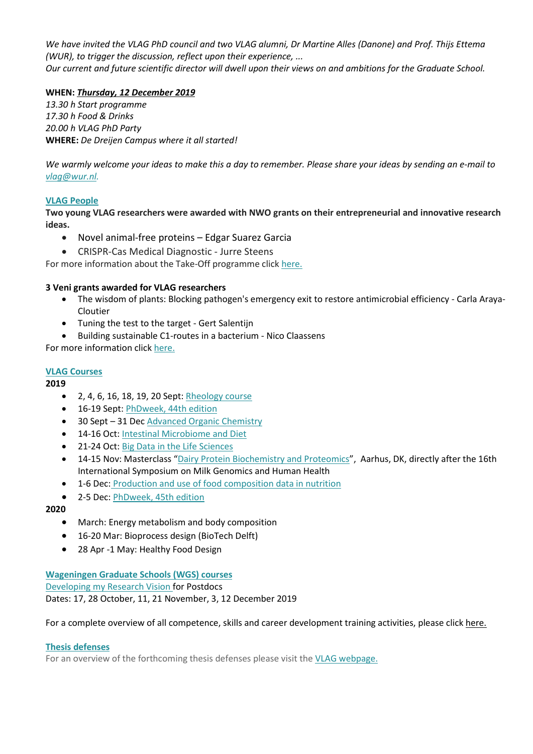*We have invited the VLAG PhD council and two VLAG alumni, Dr Martine Alles (Danone) and Prof. Thijs Ettema (WUR), to trigger the discussion, reflect upon their experience, ...*
*Our current and future scientific director will dwell upon their views on and ambitions for the Graduate School.*

**WHEN:** ***Thursday, 12 December 2019***
*13.30 h Start programme*
*17.30 h Food & Drinks*
*20.00 h VLAG PhD Party*
**WHERE:** *De Dreijen Campus where it all started!*

*We warmly welcome your ideas to make this a day to remember. Please share your ideas by sending an e-mail to vlag@wur.nl.*

## VLAG People

**Two young VLAG researchers were awarded with NWO grants on their entrepreneurial and innovative research ideas.**

- Novel animal-free proteins – Edgar Suarez Garcia
- CRISPR-Cas Medical Diagnostic - Jurre Steens

For more information about the Take-Off programme click here.

**3 Veni grants awarded for VLAG researchers**

- The wisdom of plants: Blocking pathogen's emergency exit to restore antimicrobial efficiency - Carla Araya-Cloutier
- Tuning the test to the target - Gert Salentijn
- Building sustainable C1-routes in a bacterium - Nico Claassens

For more information click here.

## VLAG Courses

**2019**

- 2, 4, 6, 16, 18, 19, 20 Sept: Rheology course
- 16-19 Sept: PhDweek, 44th edition
- 30 Sept – 31 Dec Advanced Organic Chemistry
- 14-16 Oct: Intestinal Microbiome and Diet
- 21-24 Oct: Big Data in the Life Sciences
- 14-15 Nov: Masterclass "Dairy Protein Biochemistry and Proteomics", Aarhus, DK, directly after the 16th International Symposium on Milk Genomics and Human Health
- 1-6 Dec: Production and use of food composition data in nutrition
- 2-5 Dec: PhDweek, 45th edition

**2020**

- March: Energy metabolism and body composition
- 16-20 Mar: Bioprocess design (BioTech Delft)
- 28 Apr -1 May: Healthy Food Design

## Wageningen Graduate Schools (WGS) courses

Developing my Research Vision for Postdocs
Dates: 17, 28 October, 11, 21 November, 3, 12 December 2019

For a complete overview of all competence, skills and career development training activities, please click here.

## Thesis defenses

For an overview of the forthcoming thesis defenses please visit the VLAG webpage.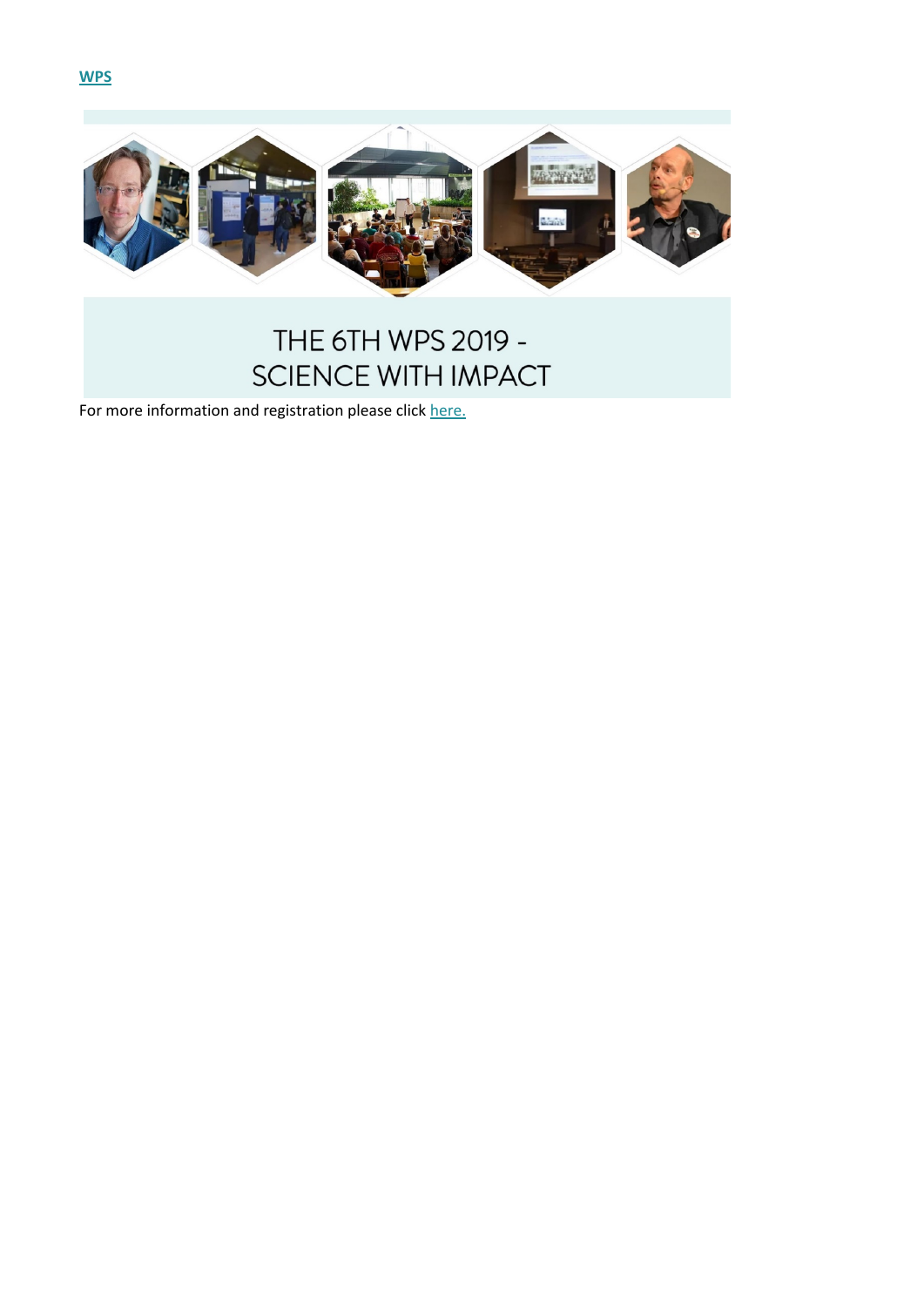**WPS**

THE 6TH WPS 2019 -
SCIENCE WITH IMPACT

For more information and registration please click here.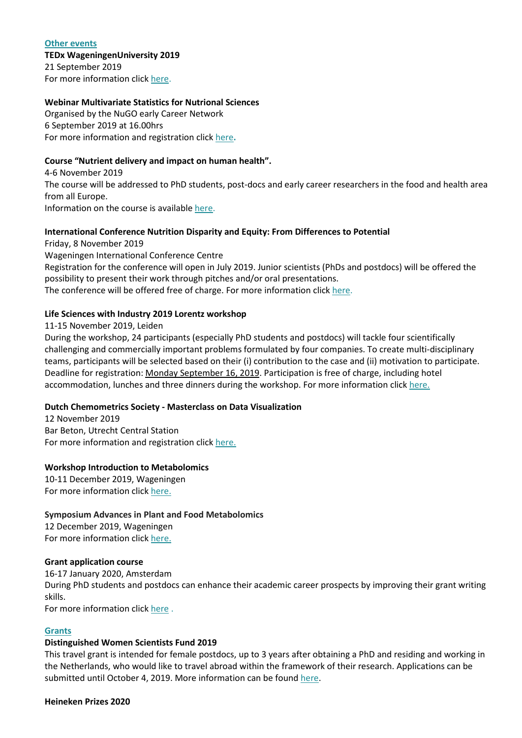[Other events](#)

**TEDx WageningenUniversity 2019**
21 September 2019
For more information click here.

**Webinar Multivariate Statistics for Nutrional Sciences**
Organised by the NuGO early Career Network
6 September 2019 at 16.00hrs
For more information and registration click here.

**Course "Nutrient delivery and impact on human health".**
4-6 November 2019
The course will be addressed to PhD students, post-docs and early career researchers in the food and health area from all Europe.
Information on the course is available here.

**International Conference Nutrition Disparity and Equity: From Differences to Potential**
Friday, 8 November 2019
Wageningen International Conference Centre
Registration for the conference will open in July 2019. Junior scientists (PhDs and postdocs) will be offered the possibility to present their work through pitches and/or oral presentations.
The conference will be offered free of charge. For more information click here.

**Life Sciences with Industry 2019 Lorentz workshop**
11-15 November 2019, Leiden
During the workshop, 24 participants (especially PhD students and postdocs) will tackle four scientifically challenging and commercially important problems formulated by four companies. To create multi-disciplinary teams, participants will be selected based on their (i) contribution to the case and (ii) motivation to participate. Deadline for registration: Monday September 16, 2019. Participation is free of charge, including hotel accommodation, lunches and three dinners during the workshop. For more information click here.

**Dutch Chemometrics Society - Masterclass on Data Visualization**
12 November 2019
Bar Beton, Utrecht Central Station
For more information and registration click here.

**Workshop Introduction to Metabolomics**
10-11 December 2019, Wageningen
For more information click here.

**Symposium Advances in Plant and Food Metabolomics**
12 December 2019, Wageningen
For more information click here.

**Grant application course**
16-17 January 2020, Amsterdam
During PhD students and postdocs can enhance their academic career prospects by improving their grant writing skills.
For more information click here .

[Grants](#)

**Distinguished Women Scientists Fund 2019**
This travel grant is intended for female postdocs, up to 3 years after obtaining a PhD and residing and working in the Netherlands, who would like to travel abroad within the framework of their research. Applications can be submitted until October 4, 2019. More information can be found here.

**Heineken Prizes 2020**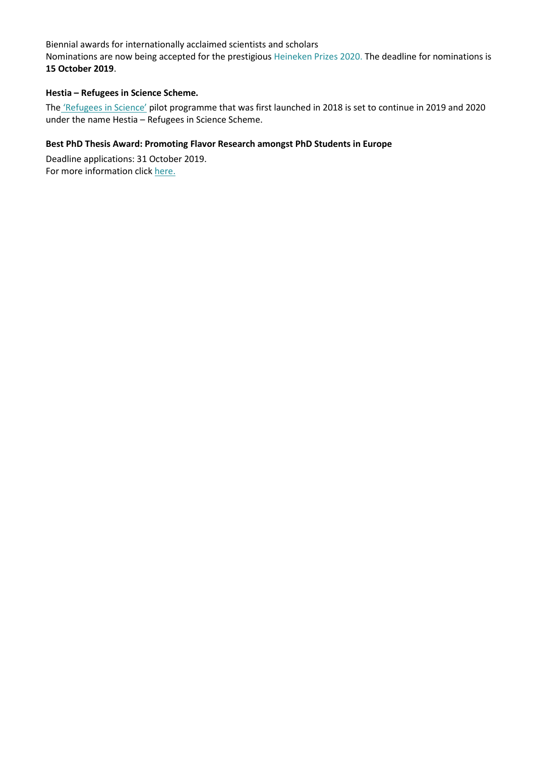Biennial awards for internationally acclaimed scientists and scholars
Nominations are now being accepted for the prestigious Heineken Prizes 2020. The deadline for nominations is **15 October 2019**.

### Hestia – Refugees in Science Scheme.

The 'Refugees in Science' pilot programme that was first launched in 2018 is set to continue in 2019 and 2020 under the name Hestia – Refugees in Science Scheme.

### Best PhD Thesis Award: Promoting Flavor Research amongst PhD Students in Europe

Deadline applications: 31 October 2019.
For more information click here.